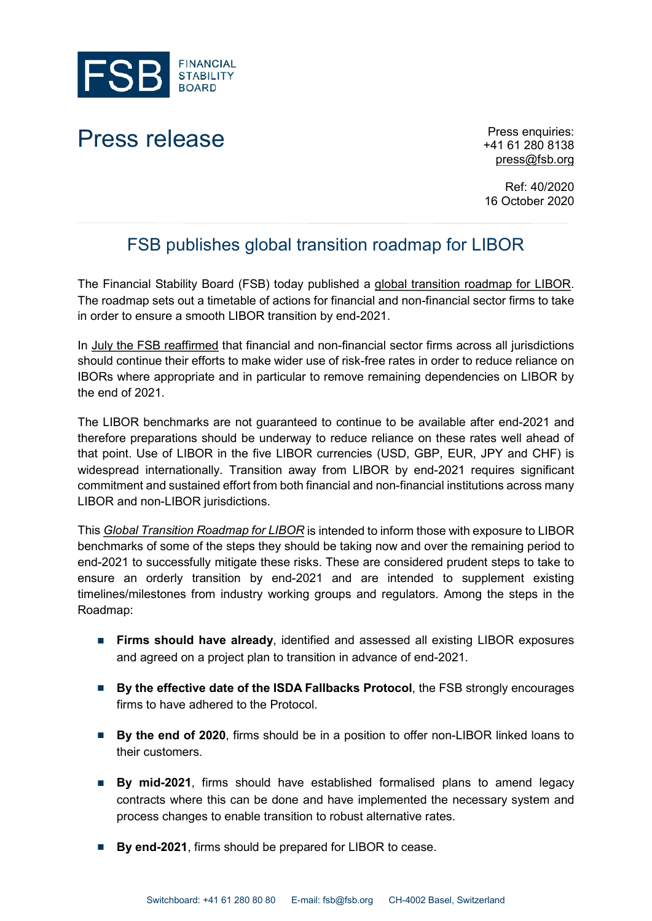FINANCIAL STABILITY BOARD

# Press release

Press enquiries:
+41 61 280 8138
press@fsb.org

Ref: 40/2020
16 October 2020

## FSB publishes global transition roadmap for LIBOR

The Financial Stability Board (FSB) today published a global transition roadmap for LIBOR. The roadmap sets out a timetable of actions for financial and non-financial sector firms to take in order to ensure a smooth LIBOR transition by end-2021.

In July the FSB reaffirmed that financial and non-financial sector firms across all jurisdictions should continue their efforts to make wider use of risk-free rates in order to reduce reliance on IBORs where appropriate and in particular to remove remaining dependencies on LIBOR by the end of 2021.

The LIBOR benchmarks are not guaranteed to continue to be available after end-2021 and therefore preparations should be underway to reduce reliance on these rates well ahead of that point. Use of LIBOR in the five LIBOR currencies (USD, GBP, EUR, JPY and CHF) is widespread internationally. Transition away from LIBOR by end-2021 requires significant commitment and sustained effort from both financial and non-financial institutions across many LIBOR and non-LIBOR jurisdictions.

This *Global Transition Roadmap for LIBOR* is intended to inform those with exposure to LIBOR benchmarks of some of the steps they should be taking now and over the remaining period to end-2021 to successfully mitigate these risks. These are considered prudent steps to take to ensure an orderly transition by end-2021 and are intended to supplement existing timelines/milestones from industry working groups and regulators. Among the steps in the Roadmap:

- **Firms should have already**, identified and assessed all existing LIBOR exposures and agreed on a project plan to transition in advance of end-2021.
- **By the effective date of the ISDA Fallbacks Protocol**, the FSB strongly encourages firms to have adhered to the Protocol.
- **By the end of 2020**, firms should be in a position to offer non-LIBOR linked loans to their customers.
- **By mid-2021**, firms should have established formalised plans to amend legacy contracts where this can be done and have implemented the necessary system and process changes to enable transition to robust alternative rates.
- **By end-2021**, firms should be prepared for LIBOR to cease.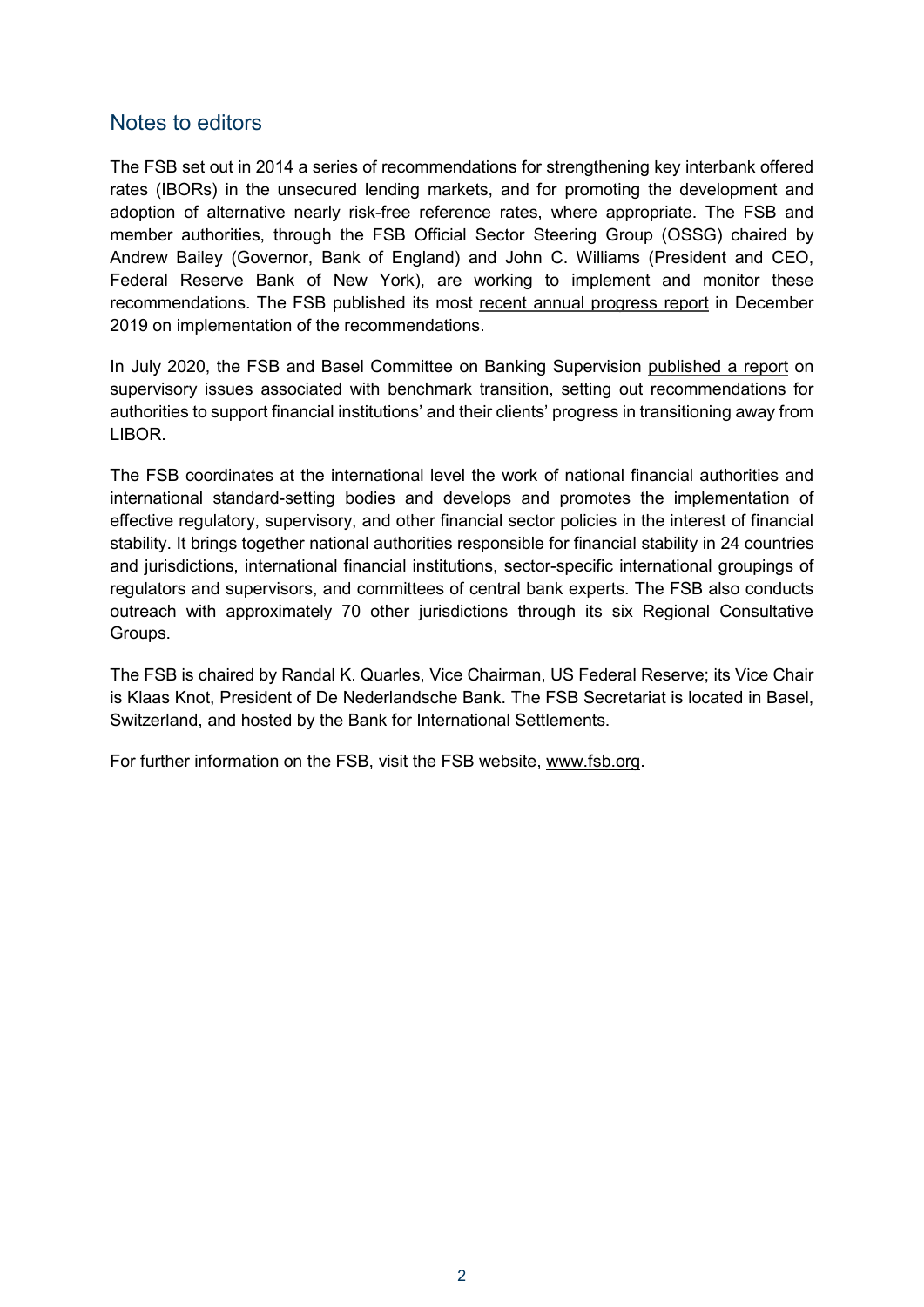## Notes to editors

The FSB set out in 2014 a series of recommendations for strengthening key interbank offered rates (IBORs) in the unsecured lending markets, and for promoting the development and adoption of alternative nearly risk-free reference rates, where appropriate. The FSB and member authorities, through the FSB Official Sector Steering Group (OSSG) chaired by Andrew Bailey (Governor, Bank of England) and John C. Williams (President and CEO, Federal Reserve Bank of New York), are working to implement and monitor these recommendations. The FSB published its most recent annual progress report in December 2019 on implementation of the recommendations.

In July 2020, the FSB and Basel Committee on Banking Supervision published a report on supervisory issues associated with benchmark transition, setting out recommendations for authorities to support financial institutions' and their clients' progress in transitioning away from LIBOR.

The FSB coordinates at the international level the work of national financial authorities and international standard-setting bodies and develops and promotes the implementation of effective regulatory, supervisory, and other financial sector policies in the interest of financial stability. It brings together national authorities responsible for financial stability in 24 countries and jurisdictions, international financial institutions, sector-specific international groupings of regulators and supervisors, and committees of central bank experts. The FSB also conducts outreach with approximately 70 other jurisdictions through its six Regional Consultative Groups.

The FSB is chaired by Randal K. Quarles, Vice Chairman, US Federal Reserve; its Vice Chair is Klaas Knot, President of De Nederlandsche Bank. The FSB Secretariat is located in Basel, Switzerland, and hosted by the Bank for International Settlements.

For further information on the FSB, visit the FSB website, www.fsb.org.